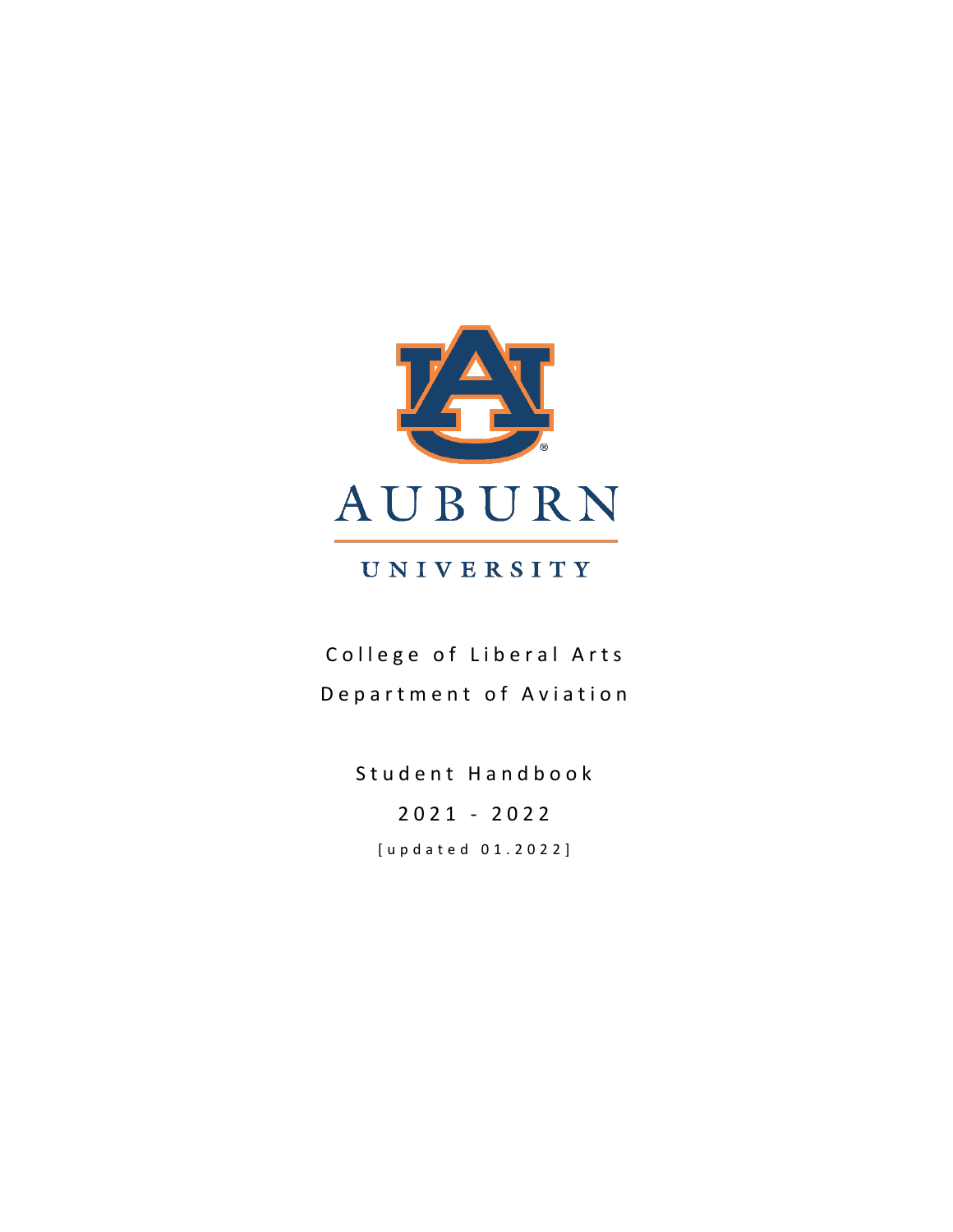AUBURN

UNIVERSITY

College of Liberal Arts

Department of Aviation

Student Handbook

2021 - 2022

[updated 01.2022]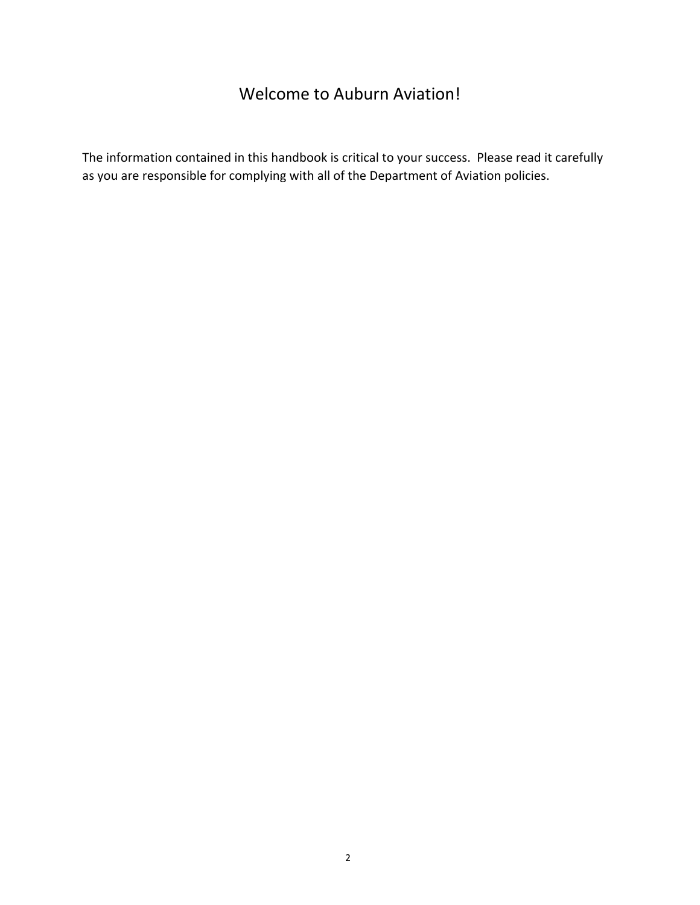# Welcome to Auburn Aviation!

The information contained in this handbook is critical to your success. Please read it carefully as you are responsible for complying with all of the Department of Aviation policies.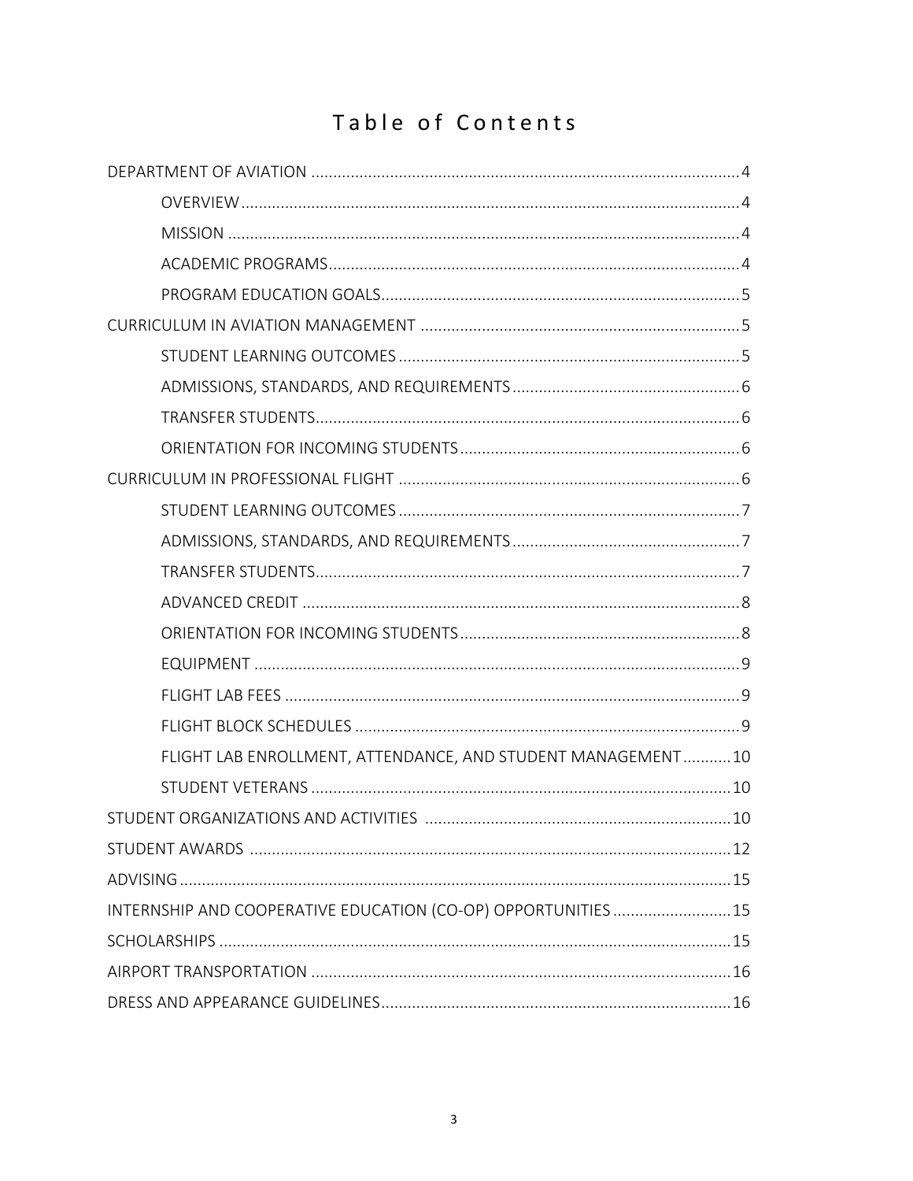# Table of Contents

- DEPARTMENT OF AVIATION .......... 4
  - OVERVIEW .......... 4
  - MISSION .......... 4
  - ACADEMIC PROGRAMS .......... 4
  - PROGRAM EDUCATION GOALS .......... 5
- CURRICULUM IN AVIATION MANAGEMENT .......... 5
  - STUDENT LEARNING OUTCOMES .......... 5
  - ADMISSIONS, STANDARDS, AND REQUIREMENTS .......... 6
  - TRANSFER STUDENTS .......... 6
  - ORIENTATION FOR INCOMING STUDENTS .......... 6
- CURRICULUM IN PROFESSIONAL FLIGHT .......... 6
  - STUDENT LEARNING OUTCOMES .......... 7
  - ADMISSIONS, STANDARDS, AND REQUIREMENTS .......... 7
  - TRANSFER STUDENTS .......... 7
  - ADVANCED CREDIT .......... 8
  - ORIENTATION FOR INCOMING STUDENTS .......... 8
  - EQUIPMENT .......... 9
  - FLIGHT LAB FEES .......... 9
  - FLIGHT BLOCK SCHEDULES .......... 9
  - FLIGHT LAB ENROLLMENT, ATTENDANCE, AND STUDENT MANAGEMENT .......... 10
  - STUDENT VETERANS .......... 10
- STUDENT ORGANIZATIONS AND ACTIVITIES .......... 10
- STUDENT AWARDS .......... 12
- ADVISING .......... 15
- INTERNSHIP AND COOPERATIVE EDUCATION (CO-OP) OPPORTUNITIES .......... 15
- SCHOLARSHIPS .......... 15
- AIRPORT TRANSPORTATION .......... 16
- DRESS AND APPEARANCE GUIDELINES .......... 16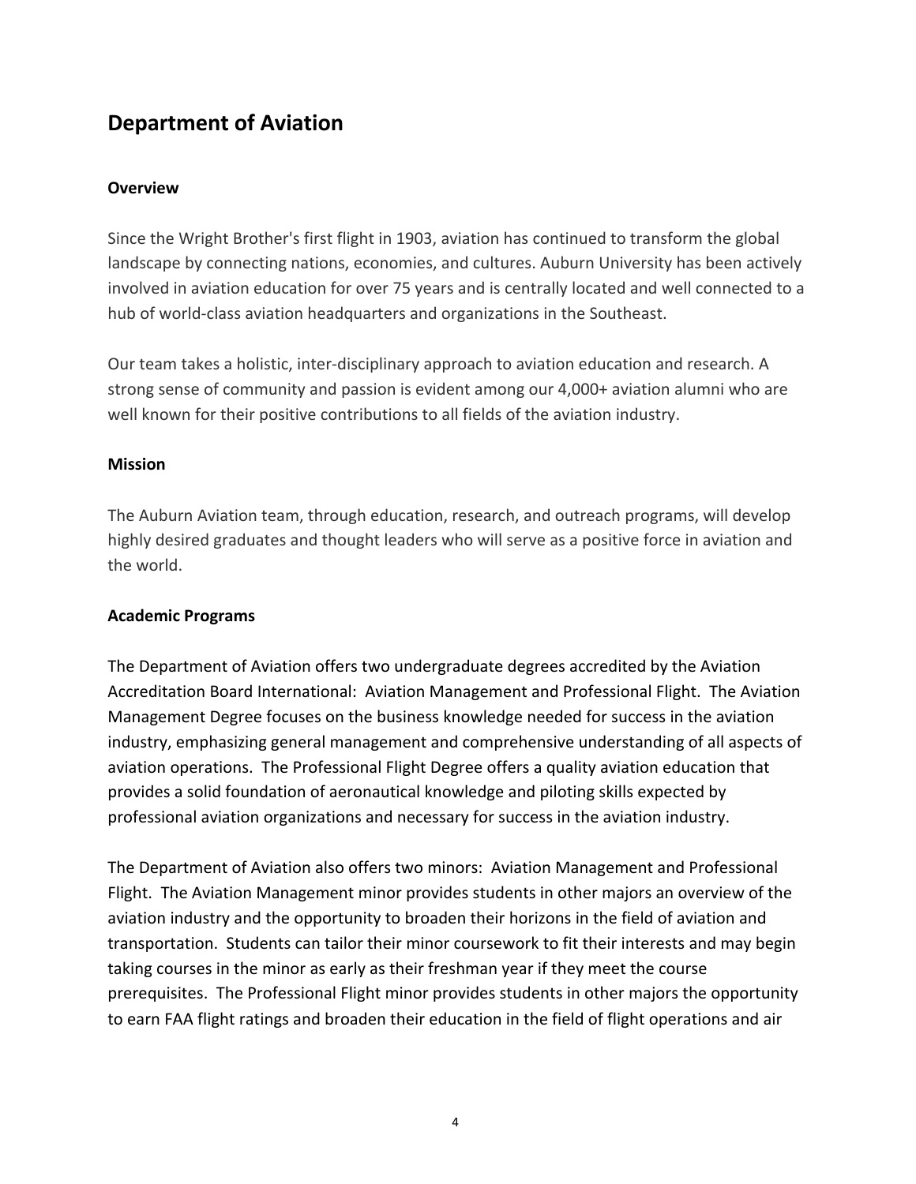## Department of Aviation

### Overview

Since the Wright Brother's first flight in 1903, aviation has continued to transform the global landscape by connecting nations, economies, and cultures. Auburn University has been actively involved in aviation education for over 75 years and is centrally located and well connected to a hub of world-class aviation headquarters and organizations in the Southeast.

Our team takes a holistic, inter-disciplinary approach to aviation education and research. A strong sense of community and passion is evident among our 4,000+ aviation alumni who are well known for their positive contributions to all fields of the aviation industry.

### Mission

The Auburn Aviation team, through education, research, and outreach programs, will develop highly desired graduates and thought leaders who will serve as a positive force in aviation and the world.

### Academic Programs

The Department of Aviation offers two undergraduate degrees accredited by the Aviation Accreditation Board International: Aviation Management and Professional Flight. The Aviation Management Degree focuses on the business knowledge needed for success in the aviation industry, emphasizing general management and comprehensive understanding of all aspects of aviation operations. The Professional Flight Degree offers a quality aviation education that provides a solid foundation of aeronautical knowledge and piloting skills expected by professional aviation organizations and necessary for success in the aviation industry.

The Department of Aviation also offers two minors: Aviation Management and Professional Flight. The Aviation Management minor provides students in other majors an overview of the aviation industry and the opportunity to broaden their horizons in the field of aviation and transportation. Students can tailor their minor coursework to fit their interests and may begin taking courses in the minor as early as their freshman year if they meet the course prerequisites. The Professional Flight minor provides students in other majors the opportunity to earn FAA flight ratings and broaden their education in the field of flight operations and air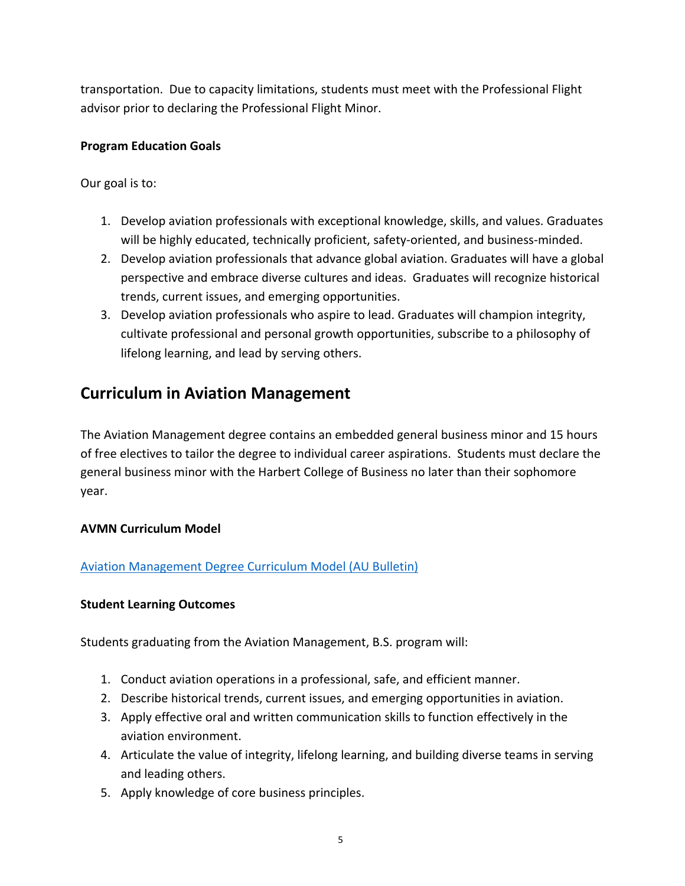transportation. Due to capacity limitations, students must meet with the Professional Flight advisor prior to declaring the Professional Flight Minor.

**Program Education Goals**

Our goal is to:

1. Develop aviation professionals with exceptional knowledge, skills, and values. Graduates will be highly educated, technically proficient, safety-oriented, and business-minded.
2. Develop aviation professionals that advance global aviation. Graduates will have a global perspective and embrace diverse cultures and ideas. Graduates will recognize historical trends, current issues, and emerging opportunities.
3. Develop aviation professionals who aspire to lead. Graduates will champion integrity, cultivate professional and personal growth opportunities, subscribe to a philosophy of lifelong learning, and lead by serving others.

## Curriculum in Aviation Management

The Aviation Management degree contains an embedded general business minor and 15 hours of free electives to tailor the degree to individual career aspirations. Students must declare the general business minor with the Harbert College of Business no later than their sophomore year.

**AVMN Curriculum Model**

Aviation Management Degree Curriculum Model (AU Bulletin)

**Student Learning Outcomes**

Students graduating from the Aviation Management, B.S. program will:

1. Conduct aviation operations in a professional, safe, and efficient manner.
2. Describe historical trends, current issues, and emerging opportunities in aviation.
3. Apply effective oral and written communication skills to function effectively in the aviation environment.
4. Articulate the value of integrity, lifelong learning, and building diverse teams in serving and leading others.
5. Apply knowledge of core business principles.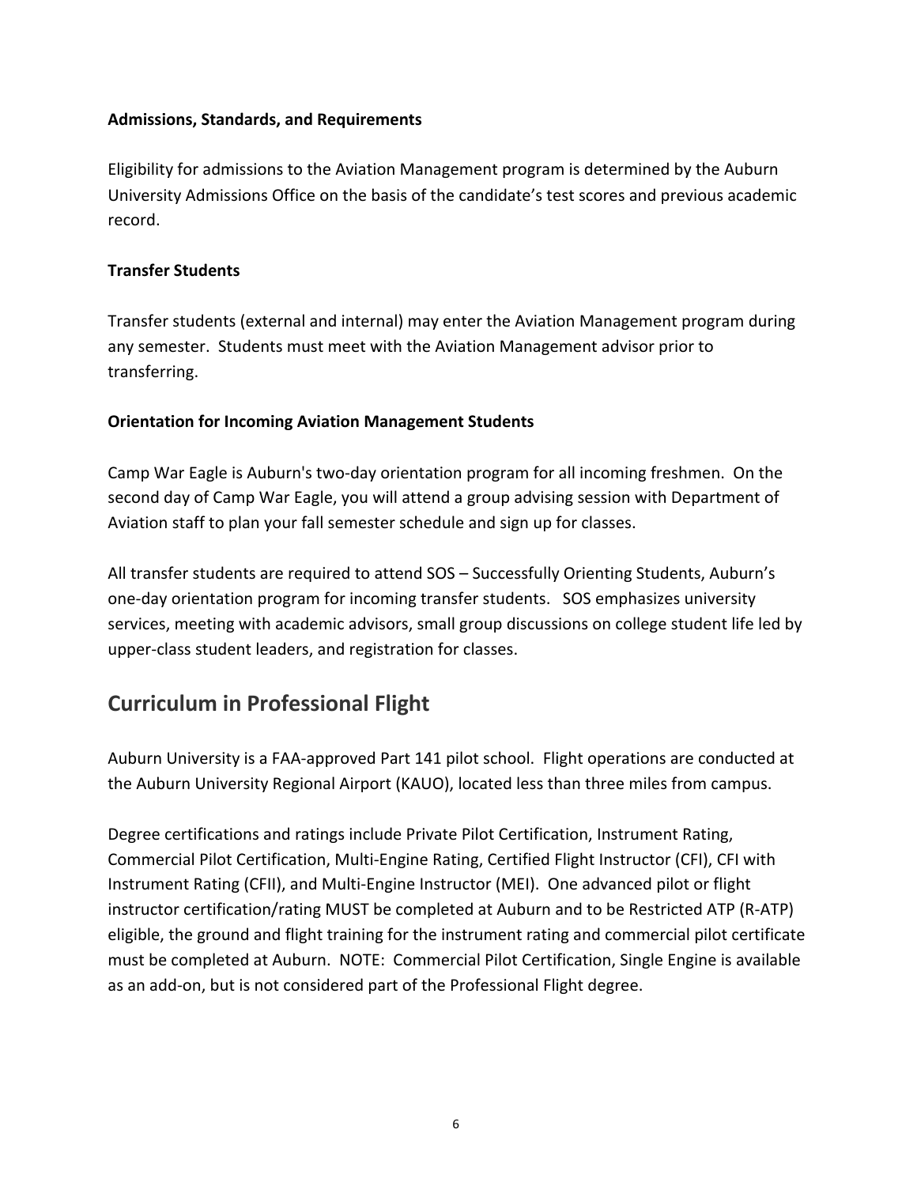**Admissions, Standards, and Requirements**

Eligibility for admissions to the Aviation Management program is determined by the Auburn University Admissions Office on the basis of the candidate's test scores and previous academic record.

**Transfer Students**

Transfer students (external and internal) may enter the Aviation Management program during any semester. Students must meet with the Aviation Management advisor prior to transferring.

**Orientation for Incoming Aviation Management Students**

Camp War Eagle is Auburn's two-day orientation program for all incoming freshmen. On the second day of Camp War Eagle, you will attend a group advising session with Department of Aviation staff to plan your fall semester schedule and sign up for classes.

All transfer students are required to attend SOS – Successfully Orienting Students, Auburn's one-day orientation program for incoming transfer students. SOS emphasizes university services, meeting with academic advisors, small group discussions on college student life led by upper-class student leaders, and registration for classes.

## Curriculum in Professional Flight

Auburn University is a FAA-approved Part 141 pilot school. Flight operations are conducted at the Auburn University Regional Airport (KAUO), located less than three miles from campus.

Degree certifications and ratings include Private Pilot Certification, Instrument Rating, Commercial Pilot Certification, Multi-Engine Rating, Certified Flight Instructor (CFI), CFI with Instrument Rating (CFII), and Multi-Engine Instructor (MEI). One advanced pilot or flight instructor certification/rating MUST be completed at Auburn and to be Restricted ATP (R-ATP) eligible, the ground and flight training for the instrument rating and commercial pilot certificate must be completed at Auburn. NOTE: Commercial Pilot Certification, Single Engine is available as an add-on, but is not considered part of the Professional Flight degree.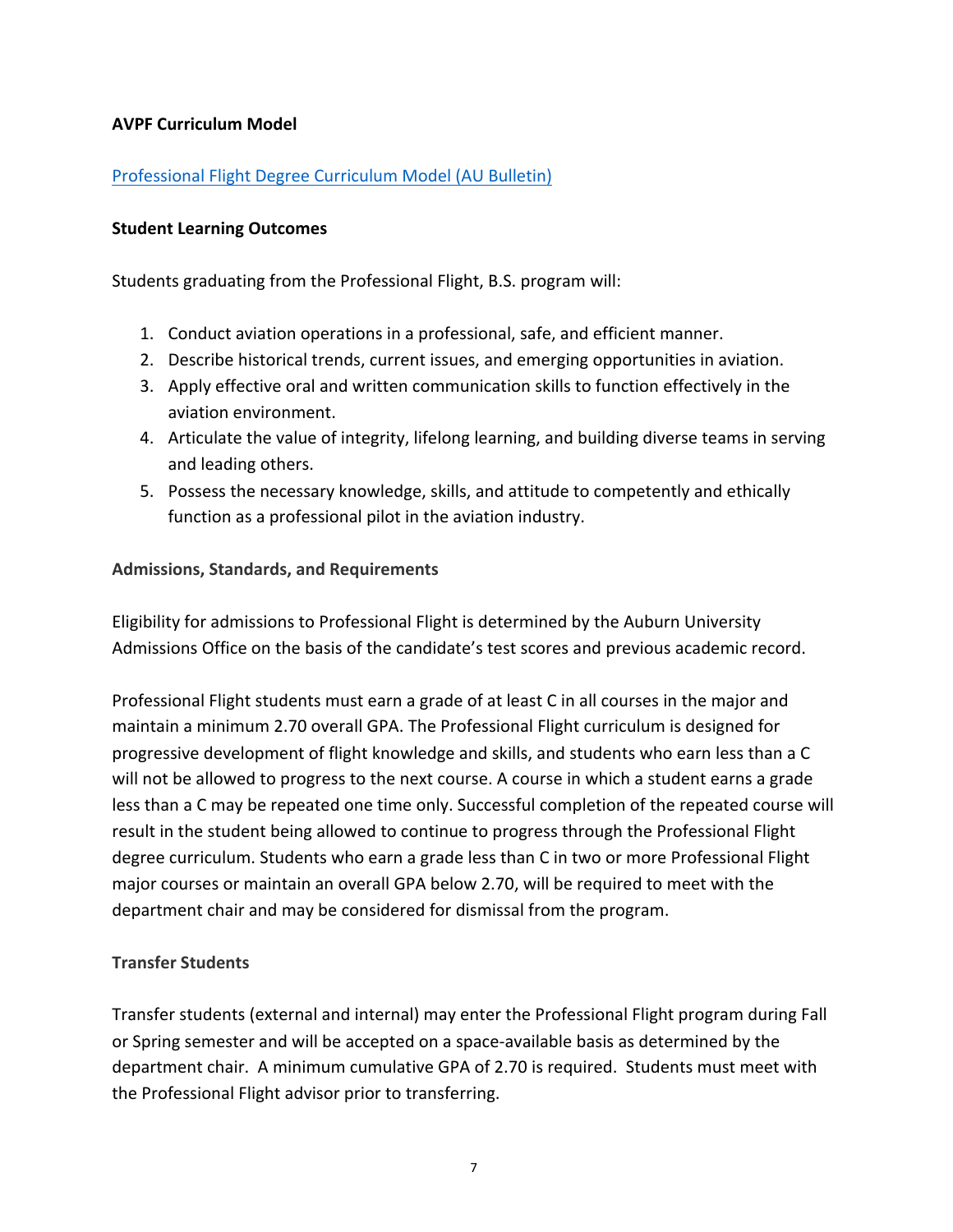**AVPF Curriculum Model**

[Professional Flight Degree Curriculum Model (AU Bulletin)]

**Student Learning Outcomes**

Students graduating from the Professional Flight, B.S. program will:

1. Conduct aviation operations in a professional, safe, and efficient manner.
2. Describe historical trends, current issues, and emerging opportunities in aviation.
3. Apply effective oral and written communication skills to function effectively in the aviation environment.
4. Articulate the value of integrity, lifelong learning, and building diverse teams in serving and leading others.
5. Possess the necessary knowledge, skills, and attitude to competently and ethically function as a professional pilot in the aviation industry.

**Admissions, Standards, and Requirements**

Eligibility for admissions to Professional Flight is determined by the Auburn University Admissions Office on the basis of the candidate's test scores and previous academic record.

Professional Flight students must earn a grade of at least C in all courses in the major and maintain a minimum 2.70 overall GPA. The Professional Flight curriculum is designed for progressive development of flight knowledge and skills, and students who earn less than a C will not be allowed to progress to the next course. A course in which a student earns a grade less than a C may be repeated one time only. Successful completion of the repeated course will result in the student being allowed to continue to progress through the Professional Flight degree curriculum. Students who earn a grade less than C in two or more Professional Flight major courses or maintain an overall GPA below 2.70, will be required to meet with the department chair and may be considered for dismissal from the program.

**Transfer Students**

Transfer students (external and internal) may enter the Professional Flight program during Fall or Spring semester and will be accepted on a space-available basis as determined by the department chair. A minimum cumulative GPA of 2.70 is required. Students must meet with the Professional Flight advisor prior to transferring.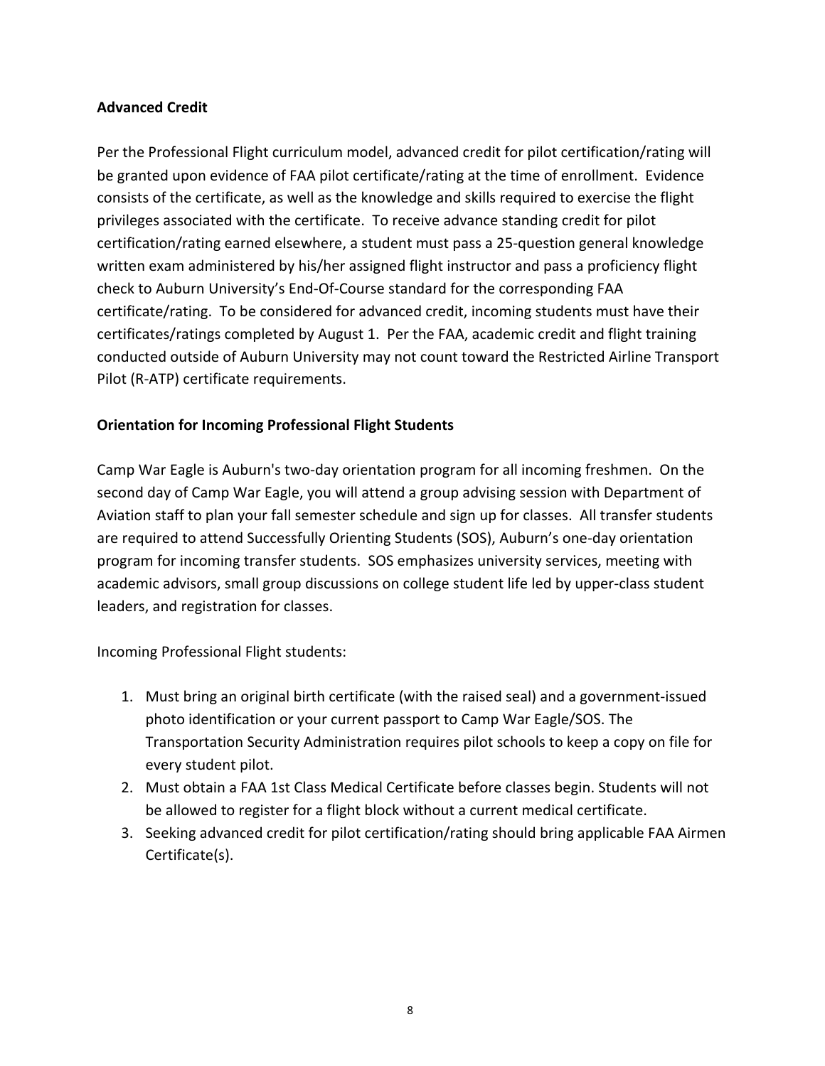## Advanced Credit

Per the Professional Flight curriculum model, advanced credit for pilot certification/rating will be granted upon evidence of FAA pilot certificate/rating at the time of enrollment. Evidence consists of the certificate, as well as the knowledge and skills required to exercise the flight privileges associated with the certificate. To receive advance standing credit for pilot certification/rating earned elsewhere, a student must pass a 25-question general knowledge written exam administered by his/her assigned flight instructor and pass a proficiency flight check to Auburn University's End-Of-Course standard for the corresponding FAA certificate/rating. To be considered for advanced credit, incoming students must have their certificates/ratings completed by August 1. Per the FAA, academic credit and flight training conducted outside of Auburn University may not count toward the Restricted Airline Transport Pilot (R-ATP) certificate requirements.

## Orientation for Incoming Professional Flight Students

Camp War Eagle is Auburn's two-day orientation program for all incoming freshmen. On the second day of Camp War Eagle, you will attend a group advising session with Department of Aviation staff to plan your fall semester schedule and sign up for classes. All transfer students are required to attend Successfully Orienting Students (SOS), Auburn's one-day orientation program for incoming transfer students. SOS emphasizes university services, meeting with academic advisors, small group discussions on college student life led by upper-class student leaders, and registration for classes.

Incoming Professional Flight students:

1. Must bring an original birth certificate (with the raised seal) and a government-issued photo identification or your current passport to Camp War Eagle/SOS. The Transportation Security Administration requires pilot schools to keep a copy on file for every student pilot.
2. Must obtain a FAA 1st Class Medical Certificate before classes begin. Students will not be allowed to register for a flight block without a current medical certificate.
3. Seeking advanced credit for pilot certification/rating should bring applicable FAA Airmen Certificate(s).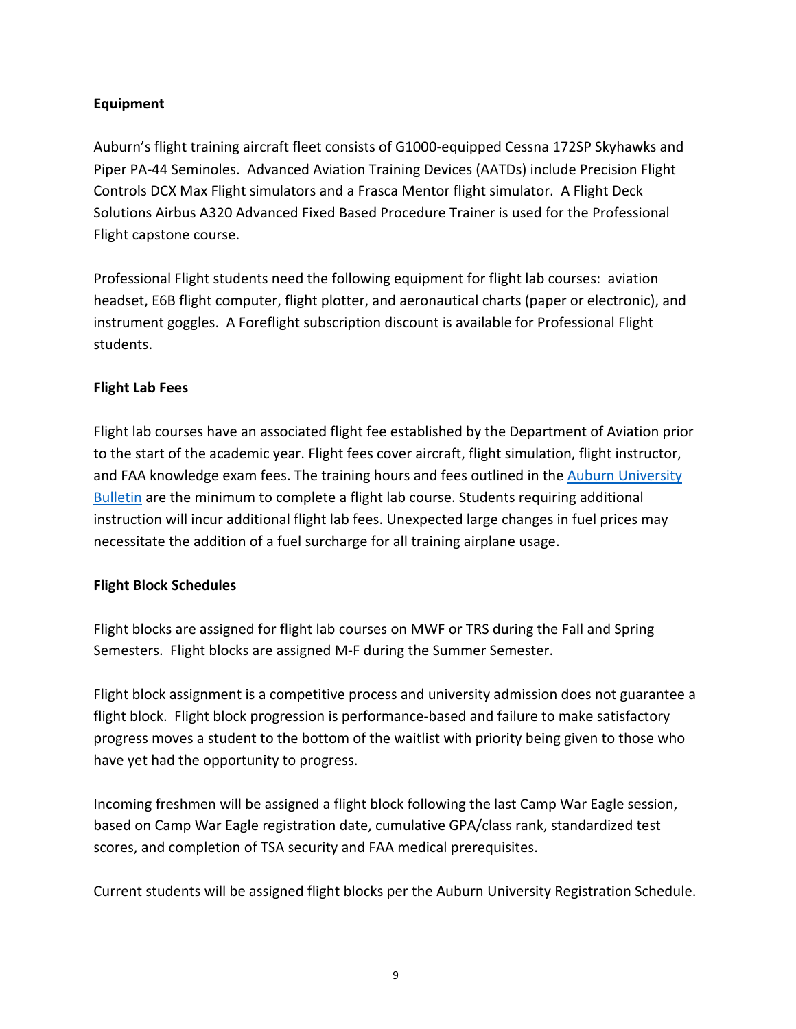**Equipment**

Auburn's flight training aircraft fleet consists of G1000-equipped Cessna 172SP Skyhawks and Piper PA-44 Seminoles. Advanced Aviation Training Devices (AATDs) include Precision Flight Controls DCX Max Flight simulators and a Frasca Mentor flight simulator. A Flight Deck Solutions Airbus A320 Advanced Fixed Based Procedure Trainer is used for the Professional Flight capstone course.

Professional Flight students need the following equipment for flight lab courses: aviation headset, E6B flight computer, flight plotter, and aeronautical charts (paper or electronic), and instrument goggles. A Foreflight subscription discount is available for Professional Flight students.

**Flight Lab Fees**

Flight lab courses have an associated flight fee established by the Department of Aviation prior to the start of the academic year. Flight fees cover aircraft, flight simulation, flight instructor, and FAA knowledge exam fees. The training hours and fees outlined in the Auburn University Bulletin are the minimum to complete a flight lab course. Students requiring additional instruction will incur additional flight lab fees. Unexpected large changes in fuel prices may necessitate the addition of a fuel surcharge for all training airplane usage.

**Flight Block Schedules**

Flight blocks are assigned for flight lab courses on MWF or TRS during the Fall and Spring Semesters. Flight blocks are assigned M-F during the Summer Semester.

Flight block assignment is a competitive process and university admission does not guarantee a flight block. Flight block progression is performance-based and failure to make satisfactory progress moves a student to the bottom of the waitlist with priority being given to those who have yet had the opportunity to progress.

Incoming freshmen will be assigned a flight block following the last Camp War Eagle session, based on Camp War Eagle registration date, cumulative GPA/class rank, standardized test scores, and completion of TSA security and FAA medical prerequisites.

Current students will be assigned flight blocks per the Auburn University Registration Schedule.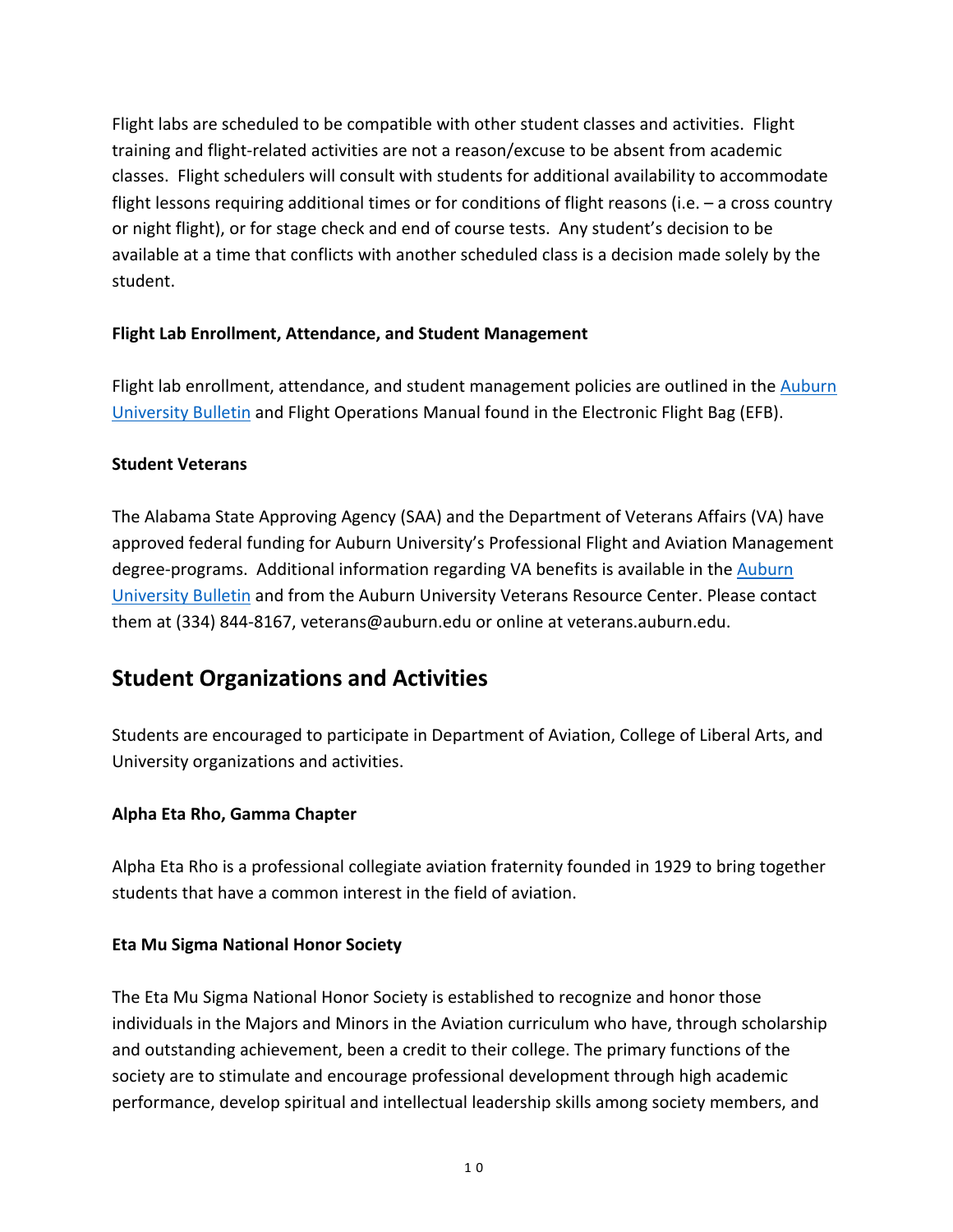Flight labs are scheduled to be compatible with other student classes and activities. Flight training and flight-related activities are not a reason/excuse to be absent from academic classes. Flight schedulers will consult with students for additional availability to accommodate flight lessons requiring additional times or for conditions of flight reasons (i.e. – a cross country or night flight), or for stage check and end of course tests. Any student's decision to be available at a time that conflicts with another scheduled class is a decision made solely by the student.

**Flight Lab Enrollment, Attendance, and Student Management**

Flight lab enrollment, attendance, and student management policies are outlined in the Auburn University Bulletin and Flight Operations Manual found in the Electronic Flight Bag (EFB).

**Student Veterans**

The Alabama State Approving Agency (SAA) and the Department of Veterans Affairs (VA) have approved federal funding for Auburn University's Professional Flight and Aviation Management degree-programs. Additional information regarding VA benefits is available in the Auburn University Bulletin and from the Auburn University Veterans Resource Center. Please contact them at (334) 844-8167, veterans@auburn.edu or online at veterans.auburn.edu.

## Student Organizations and Activities

Students are encouraged to participate in Department of Aviation, College of Liberal Arts, and University organizations and activities.

**Alpha Eta Rho, Gamma Chapter**

Alpha Eta Rho is a professional collegiate aviation fraternity founded in 1929 to bring together students that have a common interest in the field of aviation.

**Eta Mu Sigma National Honor Society**

The Eta Mu Sigma National Honor Society is established to recognize and honor those individuals in the Majors and Minors in the Aviation curriculum who have, through scholarship and outstanding achievement, been a credit to their college. The primary functions of the society are to stimulate and encourage professional development through high academic performance, develop spiritual and intellectual leadership skills among society members, and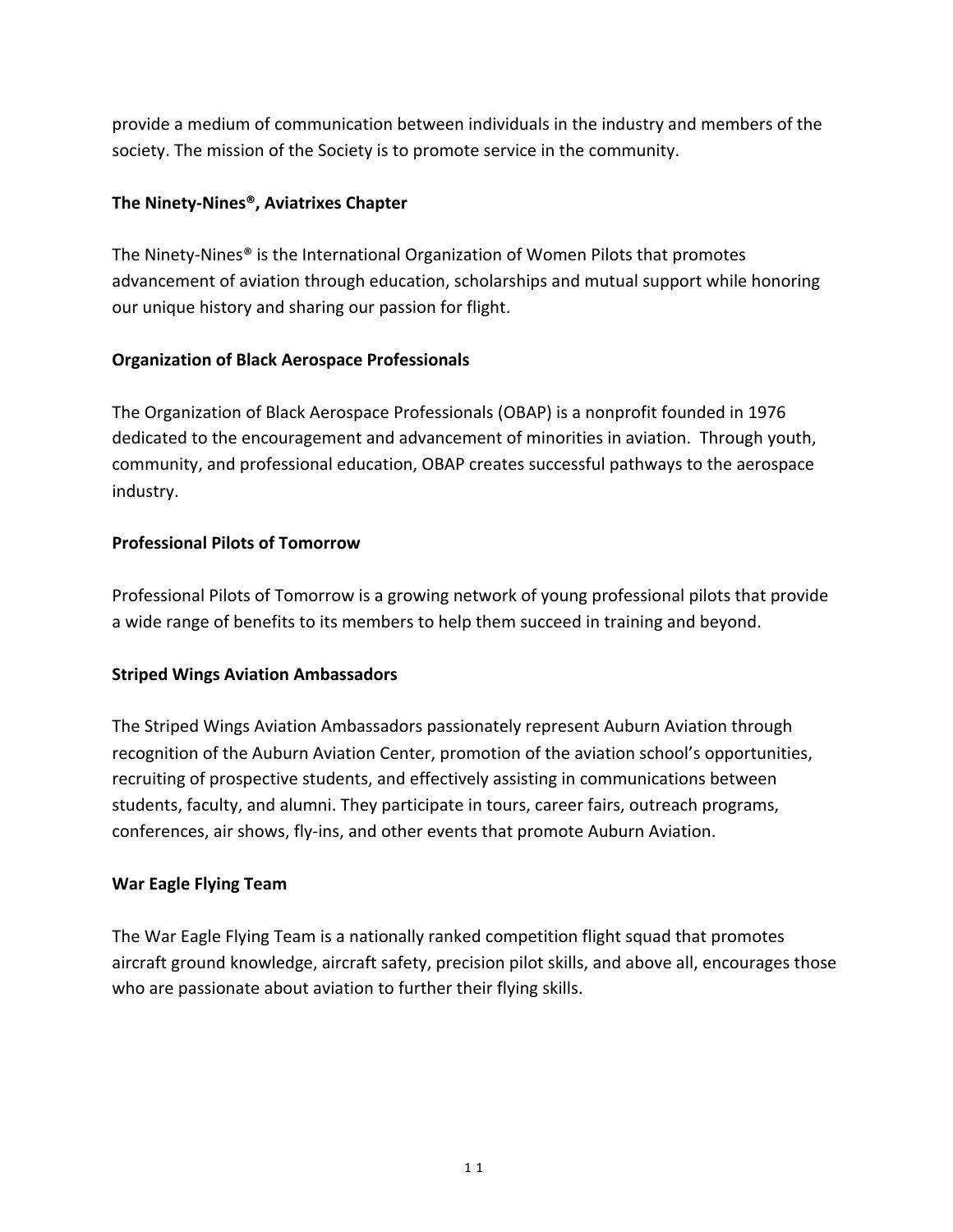provide a medium of communication between individuals in the industry and members of the society. The mission of the Society is to promote service in the community.

**The Ninety-Nines®, Aviatrixes Chapter**

The Ninety-Nines® is the International Organization of Women Pilots that promotes advancement of aviation through education, scholarships and mutual support while honoring our unique history and sharing our passion for flight.

**Organization of Black Aerospace Professionals**

The Organization of Black Aerospace Professionals (OBAP) is a nonprofit founded in 1976 dedicated to the encouragement and advancement of minorities in aviation. Through youth, community, and professional education, OBAP creates successful pathways to the aerospace industry.

**Professional Pilots of Tomorrow**

Professional Pilots of Tomorrow is a growing network of young professional pilots that provide a wide range of benefits to its members to help them succeed in training and beyond.

**Striped Wings Aviation Ambassadors**

The Striped Wings Aviation Ambassadors passionately represent Auburn Aviation through recognition of the Auburn Aviation Center, promotion of the aviation school's opportunities, recruiting of prospective students, and effectively assisting in communications between students, faculty, and alumni. They participate in tours, career fairs, outreach programs, conferences, air shows, fly-ins, and other events that promote Auburn Aviation.

**War Eagle Flying Team**

The War Eagle Flying Team is a nationally ranked competition flight squad that promotes aircraft ground knowledge, aircraft safety, precision pilot skills, and above all, encourages those who are passionate about aviation to further their flying skills.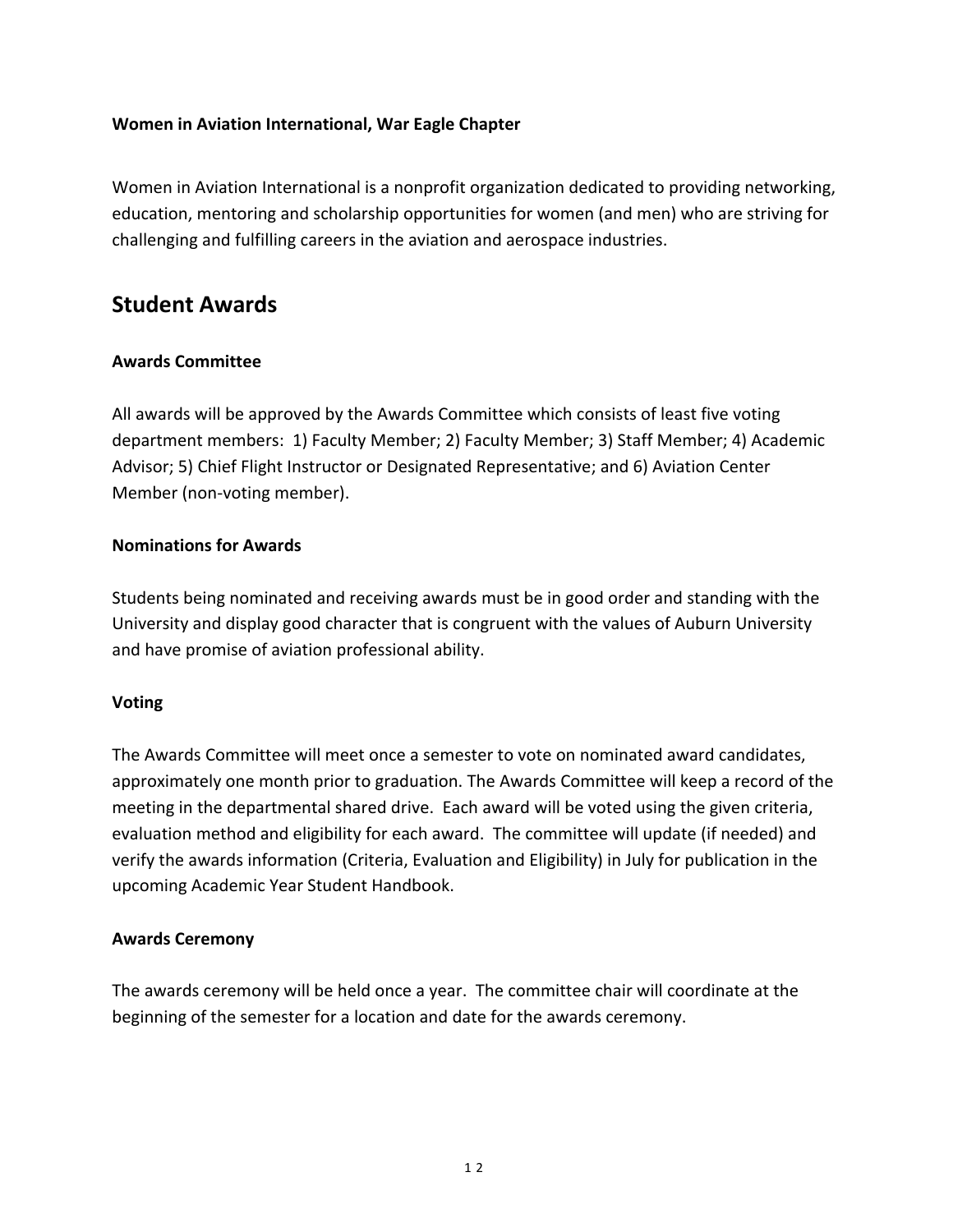**Women in Aviation International, War Eagle Chapter**

Women in Aviation International is a nonprofit organization dedicated to providing networking, education, mentoring and scholarship opportunities for women (and men) who are striving for challenging and fulfilling careers in the aviation and aerospace industries.

## Student Awards

**Awards Committee**

All awards will be approved by the Awards Committee which consists of least five voting department members: 1) Faculty Member; 2) Faculty Member; 3) Staff Member; 4) Academic Advisor; 5) Chief Flight Instructor or Designated Representative; and 6) Aviation Center Member (non-voting member).

**Nominations for Awards**

Students being nominated and receiving awards must be in good order and standing with the University and display good character that is congruent with the values of Auburn University and have promise of aviation professional ability.

**Voting**

The Awards Committee will meet once a semester to vote on nominated award candidates, approximately one month prior to graduation. The Awards Committee will keep a record of the meeting in the departmental shared drive. Each award will be voted using the given criteria, evaluation method and eligibility for each award. The committee will update (if needed) and verify the awards information (Criteria, Evaluation and Eligibility) in July for publication in the upcoming Academic Year Student Handbook.

**Awards Ceremony**

The awards ceremony will be held once a year. The committee chair will coordinate at the beginning of the semester for a location and date for the awards ceremony.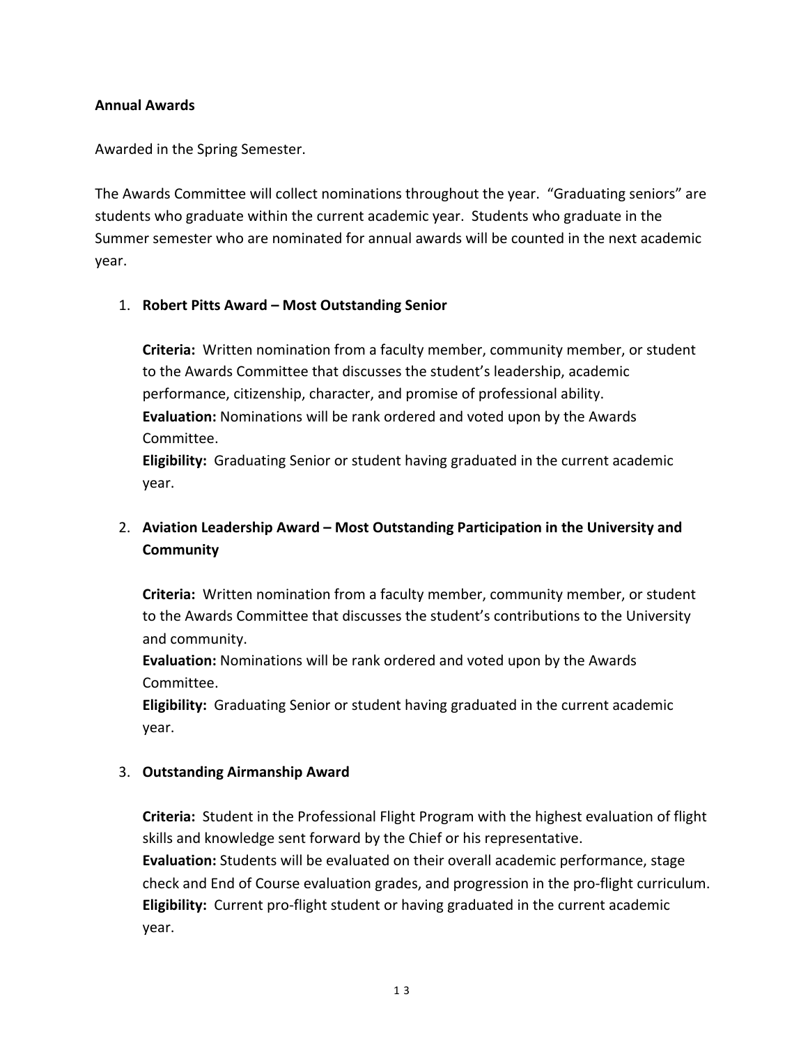**Annual Awards**

Awarded in the Spring Semester.

The Awards Committee will collect nominations throughout the year. "Graduating seniors" are students who graduate within the current academic year. Students who graduate in the Summer semester who are nominated for annual awards will be counted in the next academic year.

1. **Robert Pitts Award – Most Outstanding Senior**

   **Criteria:** Written nomination from a faculty member, community member, or student to the Awards Committee that discusses the student's leadership, academic performance, citizenship, character, and promise of professional ability.
   **Evaluation:** Nominations will be rank ordered and voted upon by the Awards Committee.
   **Eligibility:** Graduating Senior or student having graduated in the current academic year.

2. **Aviation Leadership Award – Most Outstanding Participation in the University and Community**

   **Criteria:** Written nomination from a faculty member, community member, or student to the Awards Committee that discusses the student's contributions to the University and community.
   **Evaluation:** Nominations will be rank ordered and voted upon by the Awards Committee.
   **Eligibility:** Graduating Senior or student having graduated in the current academic year.

3. **Outstanding Airmanship Award**

   **Criteria:** Student in the Professional Flight Program with the highest evaluation of flight skills and knowledge sent forward by the Chief or his representative.
   **Evaluation:** Students will be evaluated on their overall academic performance, stage check and End of Course evaluation grades, and progression in the pro-flight curriculum.
   **Eligibility:** Current pro-flight student or having graduated in the current academic year.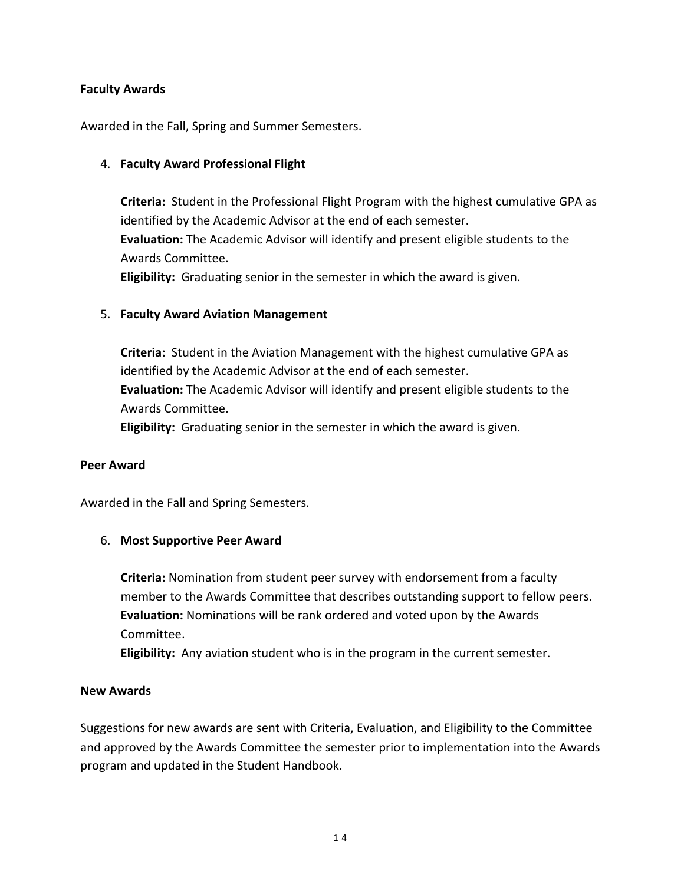**Faculty Awards**

Awarded in the Fall, Spring and Summer Semesters.

4. **Faculty Award Professional Flight**

   **Criteria:** Student in the Professional Flight Program with the highest cumulative GPA as identified by the Academic Advisor at the end of each semester.
   **Evaluation:** The Academic Advisor will identify and present eligible students to the Awards Committee.
   **Eligibility:** Graduating senior in the semester in which the award is given.

5. **Faculty Award Aviation Management**

   **Criteria:** Student in the Aviation Management with the highest cumulative GPA as identified by the Academic Advisor at the end of each semester.
   **Evaluation:** The Academic Advisor will identify and present eligible students to the Awards Committee.
   **Eligibility:** Graduating senior in the semester in which the award is given.

**Peer Award**

Awarded in the Fall and Spring Semesters.

6. **Most Supportive Peer Award**

   **Criteria:** Nomination from student peer survey with endorsement from a faculty member to the Awards Committee that describes outstanding support to fellow peers.
   **Evaluation:** Nominations will be rank ordered and voted upon by the Awards Committee.
   **Eligibility:** Any aviation student who is in the program in the current semester.

**New Awards**

Suggestions for new awards are sent with Criteria, Evaluation, and Eligibility to the Committee and approved by the Awards Committee the semester prior to implementation into the Awards program and updated in the Student Handbook.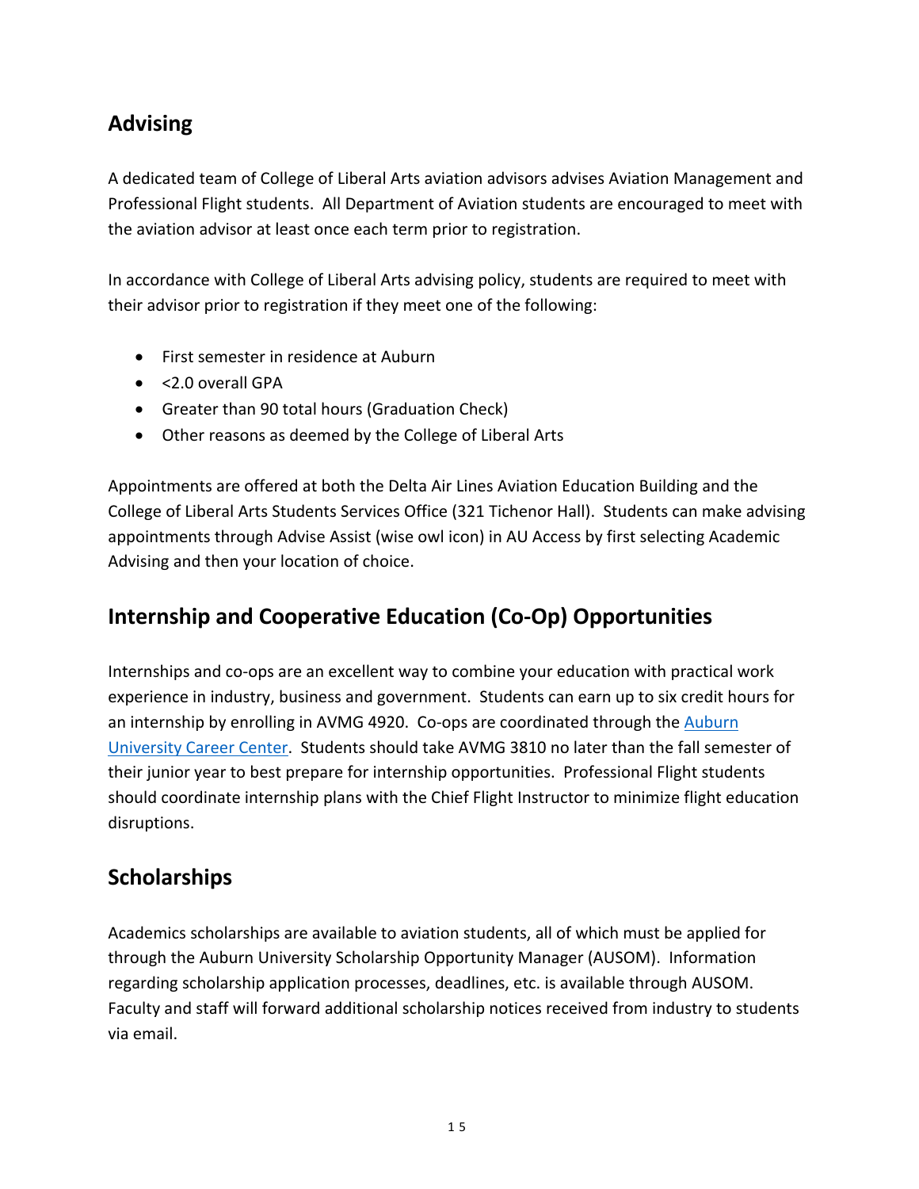## Advising

A dedicated team of College of Liberal Arts aviation advisors advises Aviation Management and Professional Flight students. All Department of Aviation students are encouraged to meet with the aviation advisor at least once each term prior to registration.

In accordance with College of Liberal Arts advising policy, students are required to meet with their advisor prior to registration if they meet one of the following:

- First semester in residence at Auburn
- <2.0 overall GPA
- Greater than 90 total hours (Graduation Check)
- Other reasons as deemed by the College of Liberal Arts

Appointments are offered at both the Delta Air Lines Aviation Education Building and the College of Liberal Arts Students Services Office (321 Tichenor Hall). Students can make advising appointments through Advise Assist (wise owl icon) in AU Access by first selecting Academic Advising and then your location of choice.

## Internship and Cooperative Education (Co-Op) Opportunities

Internships and co-ops are an excellent way to combine your education with practical work experience in industry, business and government. Students can earn up to six credit hours for an internship by enrolling in AVMG 4920. Co-ops are coordinated through the Auburn University Career Center. Students should take AVMG 3810 no later than the fall semester of their junior year to best prepare for internship opportunities. Professional Flight students should coordinate internship plans with the Chief Flight Instructor to minimize flight education disruptions.

## Scholarships

Academics scholarships are available to aviation students, all of which must be applied for through the Auburn University Scholarship Opportunity Manager (AUSOM). Information regarding scholarship application processes, deadlines, etc. is available through AUSOM. Faculty and staff will forward additional scholarship notices received from industry to students via email.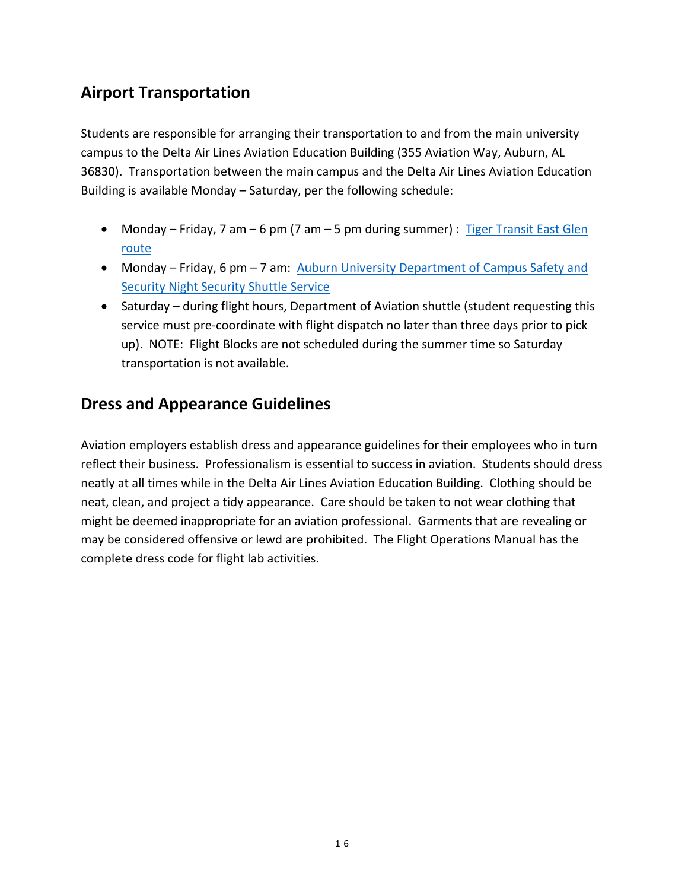## Airport Transportation

Students are responsible for arranging their transportation to and from the main university campus to the Delta Air Lines Aviation Education Building (355 Aviation Way, Auburn, AL 36830). Transportation between the main campus and the Delta Air Lines Aviation Education Building is available Monday – Saturday, per the following schedule:

- Monday – Friday, 7 am – 6 pm (7 am – 5 pm during summer) : Tiger Transit East Glen route
- Monday – Friday, 6 pm – 7 am: Auburn University Department of Campus Safety and Security Night Security Shuttle Service
- Saturday – during flight hours, Department of Aviation shuttle (student requesting this service must pre-coordinate with flight dispatch no later than three days prior to pick up). NOTE: Flight Blocks are not scheduled during the summer time so Saturday transportation is not available.

## Dress and Appearance Guidelines

Aviation employers establish dress and appearance guidelines for their employees who in turn reflect their business. Professionalism is essential to success in aviation. Students should dress neatly at all times while in the Delta Air Lines Aviation Education Building. Clothing should be neat, clean, and project a tidy appearance. Care should be taken to not wear clothing that might be deemed inappropriate for an aviation professional. Garments that are revealing or may be considered offensive or lewd are prohibited. The Flight Operations Manual has the complete dress code for flight lab activities.